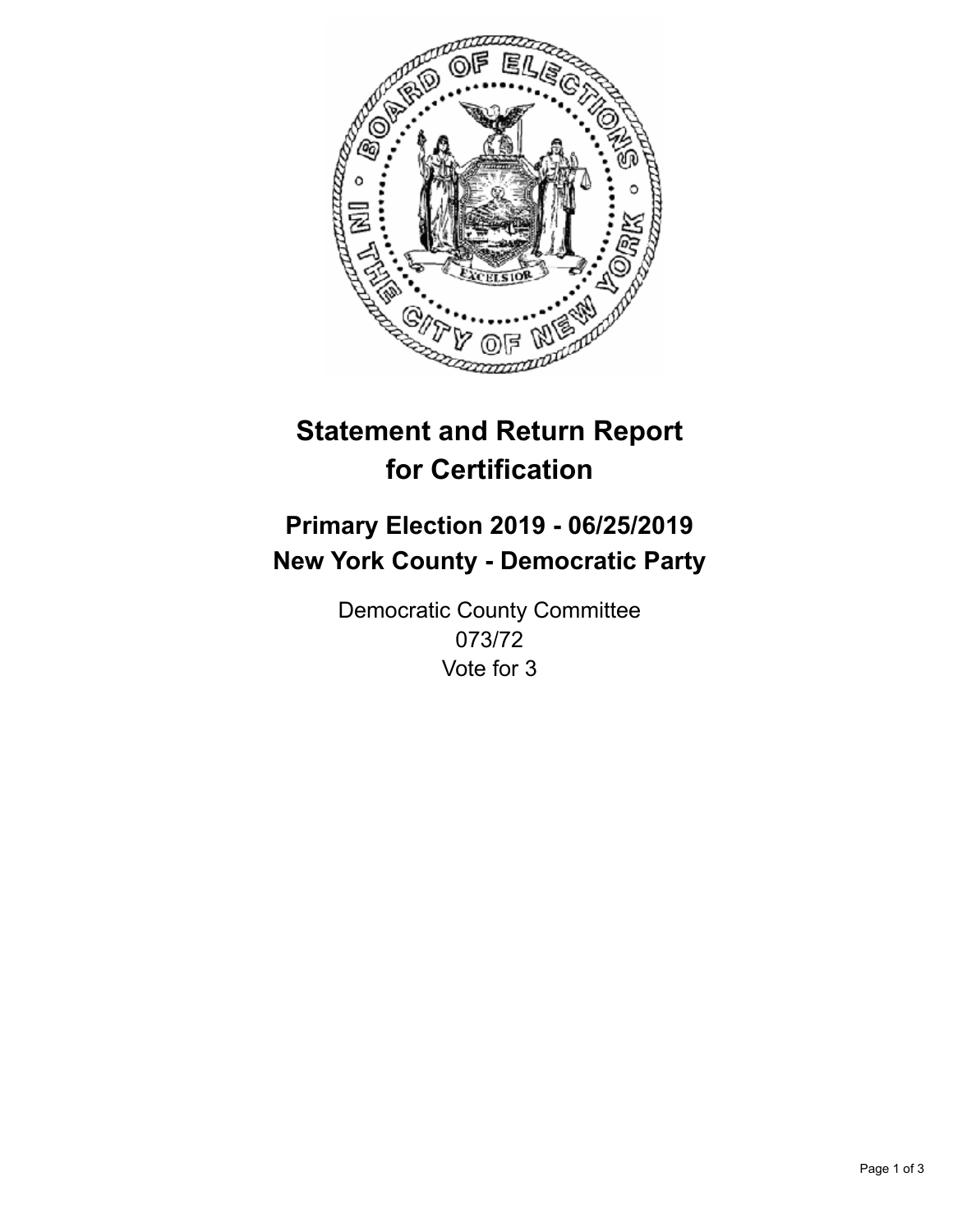# Statement and Return Report for Certification

## Primary Election 2019 - 06/25/2019
## New York County - Democratic Party

Democratic County Committee
073/72
Vote for 3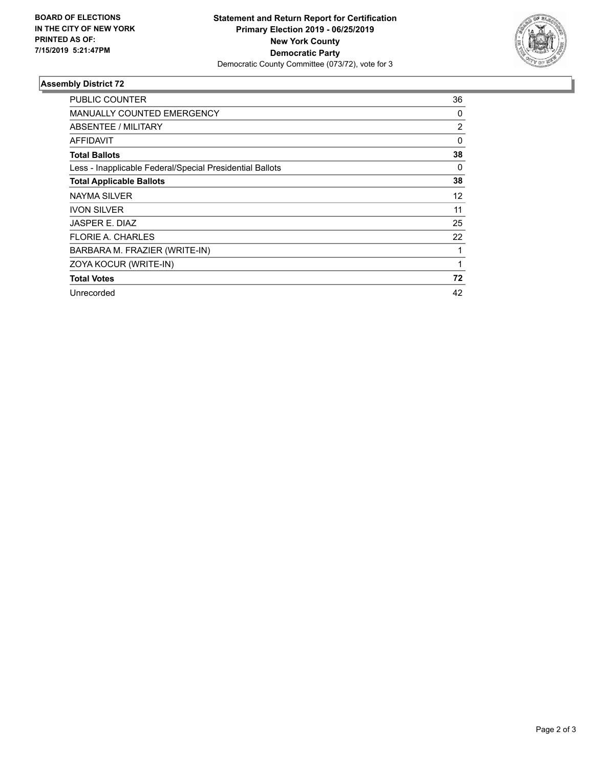**BOARD OF ELECTIONS IN THE CITY OF NEW YORK PRINTED AS OF: 7/15/2019 5:21:47PM**

**Statement and Return Report for Certification**
**Primary Election 2019 - 06/25/2019**
**New York County**
**Democratic Party**
Democratic County Committee (073/72), vote for 3

### Assembly District 72

| | |
|---|---|
| PUBLIC COUNTER | 36 |
| MANUALLY COUNTED EMERGENCY | 0 |
| ABSENTEE / MILITARY | 2 |
| AFFIDAVIT | 0 |
| **Total Ballots** | **38** |
| Less - Inapplicable Federal/Special Presidential Ballots | 0 |
| **Total Applicable Ballots** | **38** |
| NAYMA SILVER | 12 |
| IVON SILVER | 11 |
| JASPER E. DIAZ | 25 |
| FLORIE A. CHARLES | 22 |
| BARBARA M. FRAZIER (WRITE-IN) | 1 |
| ZOYA KOCUR (WRITE-IN) | 1 |
| **Total Votes** | **72** |
| Unrecorded | 42 |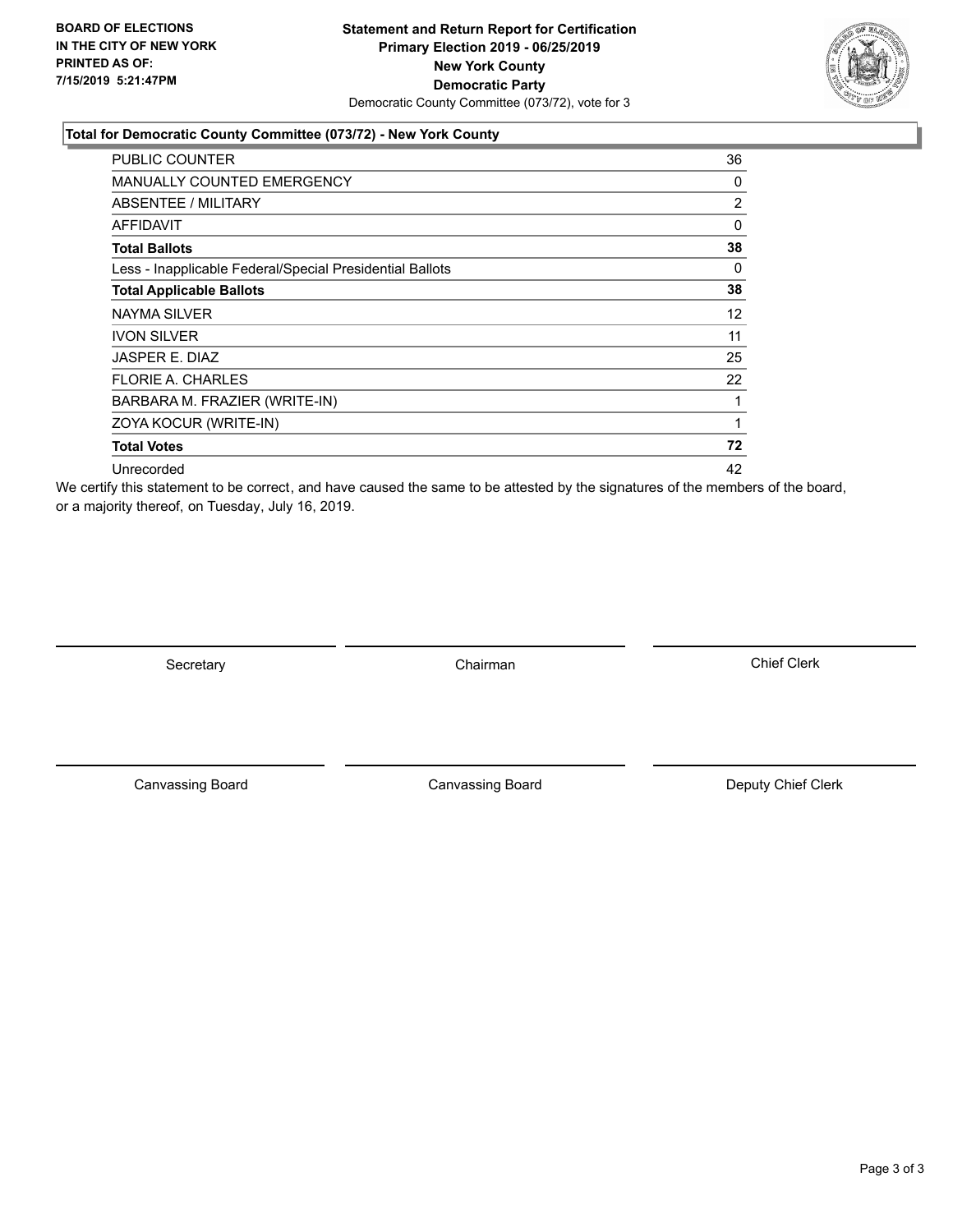**BOARD OF ELECTIONS IN THE CITY OF NEW YORK PRINTED AS OF: 7/15/2019 5:21:47PM**

**Statement and Return Report for Certification**
**Primary Election 2019 - 06/25/2019**
**New York County**
**Democratic Party**
Democratic County Committee (073/72), vote for 3

### Total for Democratic County Committee (073/72) - New York County

| | |
|---|---|
| PUBLIC COUNTER | 36 |
| MANUALLY COUNTED EMERGENCY | 0 |
| ABSENTEE / MILITARY | 2 |
| AFFIDAVIT | 0 |
| **Total Ballots** | **38** |
| Less - Inapplicable Federal/Special Presidential Ballots | 0 |
| **Total Applicable Ballots** | **38** |
| NAYMA SILVER | 12 |
| IVON SILVER | 11 |
| JASPER E. DIAZ | 25 |
| FLORIE A. CHARLES | 22 |
| BARBARA M. FRAZIER (WRITE-IN) | 1 |
| ZOYA KOCUR (WRITE-IN) | 1 |
| **Total Votes** | **72** |
| Unrecorded | 42 |

We certify this statement to be correct, and have caused the same to be attested by the signatures of the members of the board, or a majority thereof, on Tuesday, July 16, 2019.

Secretary

Chairman

Chief Clerk

Canvassing Board

Canvassing Board

Deputy Chief Clerk